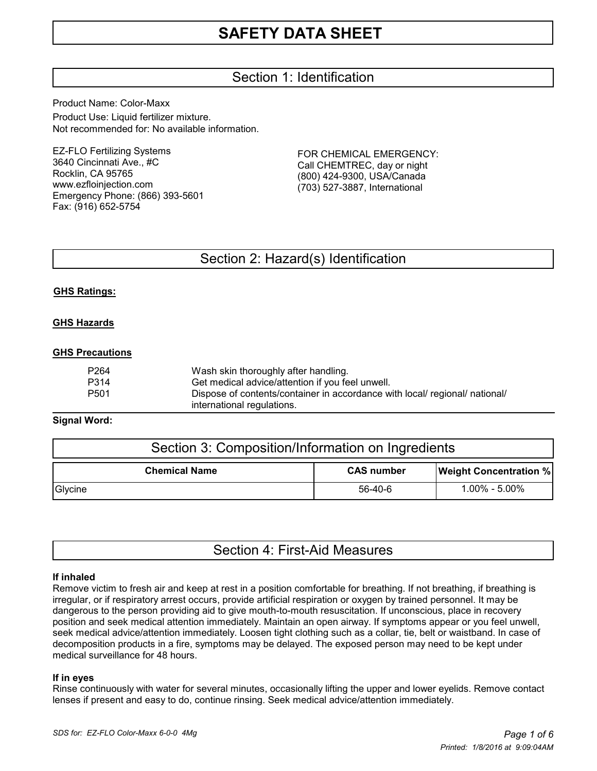# SAFETY DATA SHEET

## Section 1: Identification

Product Name: Color-Maxx

Product Use: Liquid fertilizer mixture.

Not recommended for: No available information.

EZ-FLO Fertilizing Systems
3640 Cincinnati Ave., #C
Rocklin, CA 95765
www.ezfloinjection.com
Emergency Phone: (866) 393-5601
Fax: (916) 652-5754

FOR CHEMICAL EMERGENCY:
Call CHEMTREC, day or night
(800) 424-9300, USA/Canada
(703) 527-3887, International

## Section 2: Hazard(s) Identification

**GHS Ratings:**

**GHS Hazards**

**GHS Precautions**

| | |
|---|---|
| P264 | Wash skin thoroughly after handling. |
| P314 | Get medical advice/attention if you feel unwell. |
| P501 | Dispose of contents/container in accordance with local/ regional/ national/ international regulations. |

**Signal Word:**

## Section 3: Composition/Information on Ingredients

| Chemical Name | CAS number | Weight Concentration % |
|---|---|---|
| Glycine | 56-40-6 | 1.00% - 5.00% |

## Section 4: First-Aid Measures

**If inhaled**

Remove victim to fresh air and keep at rest in a position comfortable for breathing. If not breathing, if breathing is irregular, or if respiratory arrest occurs, provide artificial respiration or oxygen by trained personnel. It may be dangerous to the person providing aid to give mouth-to-mouth resuscitation. If unconscious, place in recovery position and seek medical attention immediately. Maintain an open airway. If symptoms appear or you feel unwell, seek medical advice/attention immediately. Loosen tight clothing such as a collar, tie, belt or waistband. In case of decomposition products in a fire, symptoms may be delayed. The exposed person may need to be kept under medical surveillance for 48 hours.

**If in eyes**

Rinse continuously with water for several minutes, occasionally lifting the upper and lower eyelids. Remove contact lenses if present and easy to do, continue rinsing. Seek medical advice/attention immediately.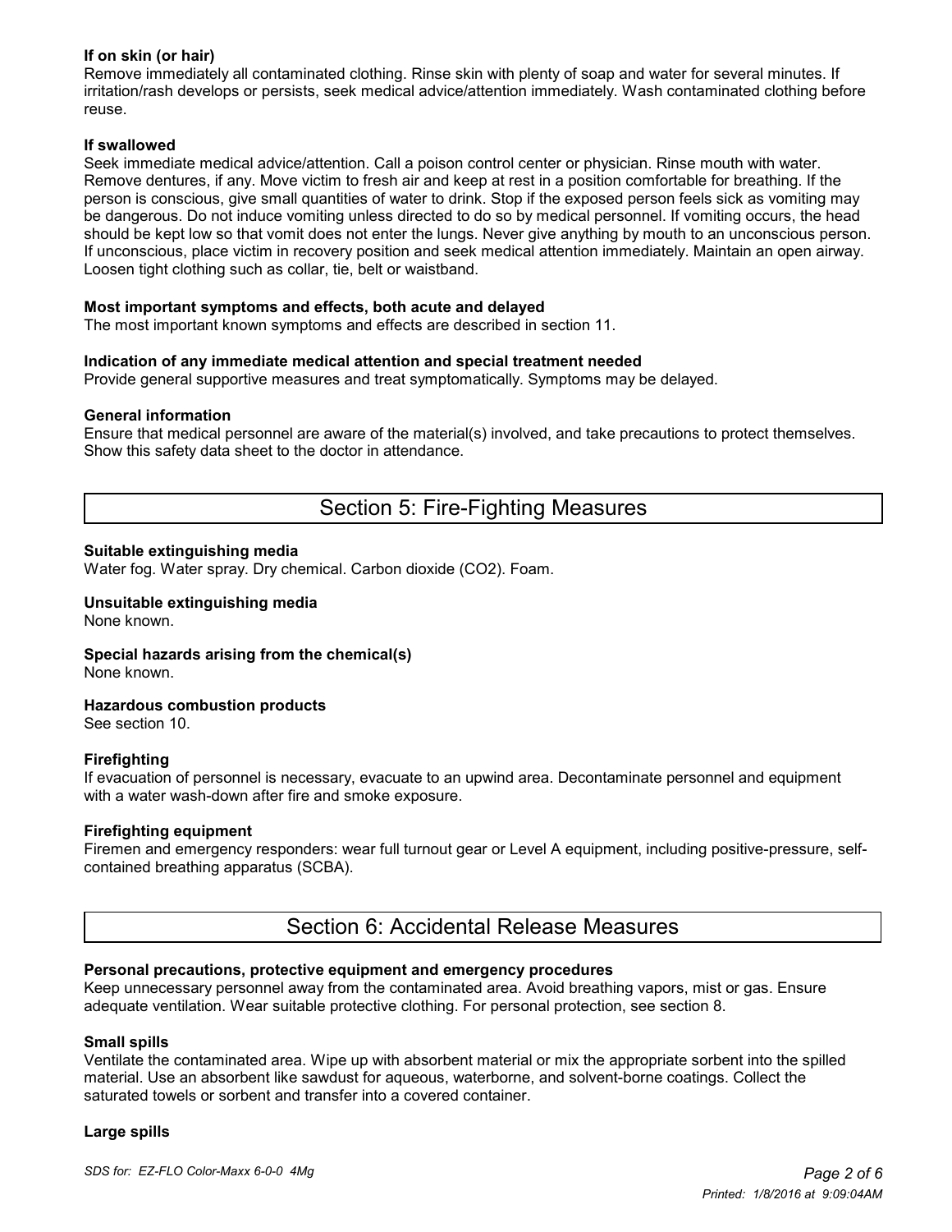**If on skin (or hair)**
Remove immediately all contaminated clothing. Rinse skin with plenty of soap and water for several minutes. If irritation/rash develops or persists, seek medical advice/attention immediately. Wash contaminated clothing before reuse.

**If swallowed**
Seek immediate medical advice/attention. Call a poison control center or physician. Rinse mouth with water. Remove dentures, if any. Move victim to fresh air and keep at rest in a position comfortable for breathing. If the person is conscious, give small quantities of water to drink. Stop if the exposed person feels sick as vomiting may be dangerous. Do not induce vomiting unless directed to do so by medical personnel. If vomiting occurs, the head should be kept low so that vomit does not enter the lungs. Never give anything by mouth to an unconscious person. If unconscious, place victim in recovery position and seek medical attention immediately. Maintain an open airway. Loosen tight clothing such as collar, tie, belt or waistband.

**Most important symptoms and effects, both acute and delayed**
The most important known symptoms and effects are described in section 11.

**Indication of any immediate medical attention and special treatment needed**
Provide general supportive measures and treat symptomatically. Symptoms may be delayed.

**General information**
Ensure that medical personnel are aware of the material(s) involved, and take precautions to protect themselves. Show this safety data sheet to the doctor in attendance.

## Section 5: Fire-Fighting Measures

**Suitable extinguishing media**
Water fog. Water spray. Dry chemical. Carbon dioxide ($CO_2$). Foam.

**Unsuitable extinguishing media**
None known.

**Special hazards arising from the chemical(s)**
None known.

**Hazardous combustion products**
See section 10.

**Firefighting**
If evacuation of personnel is necessary, evacuate to an upwind area. Decontaminate personnel and equipment with a water wash-down after fire and smoke exposure.

**Firefighting equipment**
Firemen and emergency responders: wear full turnout gear or Level A equipment, including positive-pressure, self-contained breathing apparatus (SCBA).

## Section 6: Accidental Release Measures

**Personal precautions, protective equipment and emergency procedures**
Keep unnecessary personnel away from the contaminated area. Avoid breathing vapors, mist or gas. Ensure adequate ventilation. Wear suitable protective clothing. For personal protection, see section 8.

**Small spills**
Ventilate the contaminated area. Wipe up with absorbent material or mix the appropriate sorbent into the spilled material. Use an absorbent like sawdust for aqueous, waterborne, and solvent-borne coatings. Collect the saturated towels or sorbent and transfer into a covered container.

**Large spills**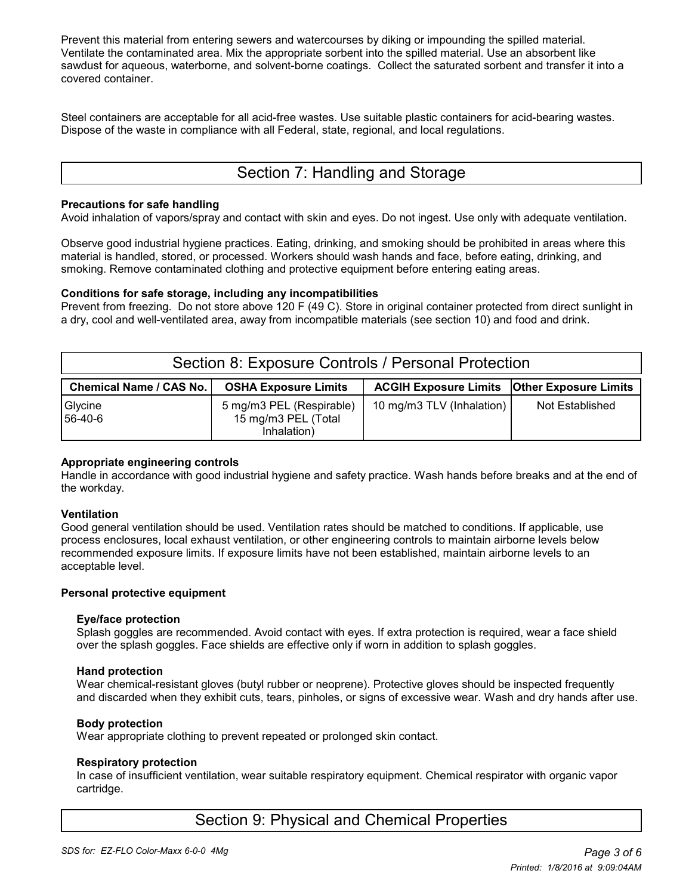Prevent this material from entering sewers and watercourses by diking or impounding the spilled material. Ventilate the contaminated area. Mix the appropriate sorbent into the spilled material. Use an absorbent like sawdust for aqueous, waterborne, and solvent-borne coatings. Collect the saturated sorbent and transfer it into a covered container.

Steel containers are acceptable for all acid-free wastes. Use suitable plastic containers for acid-bearing wastes. Dispose of the waste in compliance with all Federal, state, regional, and local regulations.

## Section 7: Handling and Storage

**Precautions for safe handling**

Avoid inhalation of vapors/spray and contact with skin and eyes. Do not ingest. Use only with adequate ventilation.

Observe good industrial hygiene practices. Eating, drinking, and smoking should be prohibited in areas where this material is handled, stored, or processed. Workers should wash hands and face, before eating, drinking, and smoking. Remove contaminated clothing and protective equipment before entering eating areas.

**Conditions for safe storage, including any incompatibilities**

Prevent from freezing. Do not store above 120 F (49 C). Store in original container protected from direct sunlight in a dry, cool and well-ventilated area, away from incompatible materials (see section 10) and food and drink.

## Section 8: Exposure Controls / Personal Protection

| Chemical Name / CAS No. | OSHA Exposure Limits | ACGIH Exposure Limits | Other Exposure Limits |
|---|---|---|---|
| Glycine 56-40-6 | 5 mg/m3 PEL (Respirable) 15 mg/m3 PEL (Total Inhalation) | 10 mg/m3 TLV (Inhalation) | Not Established |

**Appropriate engineering controls**

Handle in accordance with good industrial hygiene and safety practice. Wash hands before breaks and at the end of the workday.

**Ventilation**

Good general ventilation should be used. Ventilation rates should be matched to conditions. If applicable, use process enclosures, local exhaust ventilation, or other engineering controls to maintain airborne levels below recommended exposure limits. If exposure limits have not been established, maintain airborne levels to an acceptable level.

**Personal protective equipment**

**Eye/face protection**

Splash goggles are recommended. Avoid contact with eyes. If extra protection is required, wear a face shield over the splash goggles. Face shields are effective only if worn in addition to splash goggles.

**Hand protection**

Wear chemical-resistant gloves (butyl rubber or neoprene). Protective gloves should be inspected frequently and discarded when they exhibit cuts, tears, pinholes, or signs of excessive wear. Wash and dry hands after use.

**Body protection**

Wear appropriate clothing to prevent repeated or prolonged skin contact.

**Respiratory protection**

In case of insufficient ventilation, wear suitable respiratory equipment. Chemical respirator with organic vapor cartridge.

## Section 9: Physical and Chemical Properties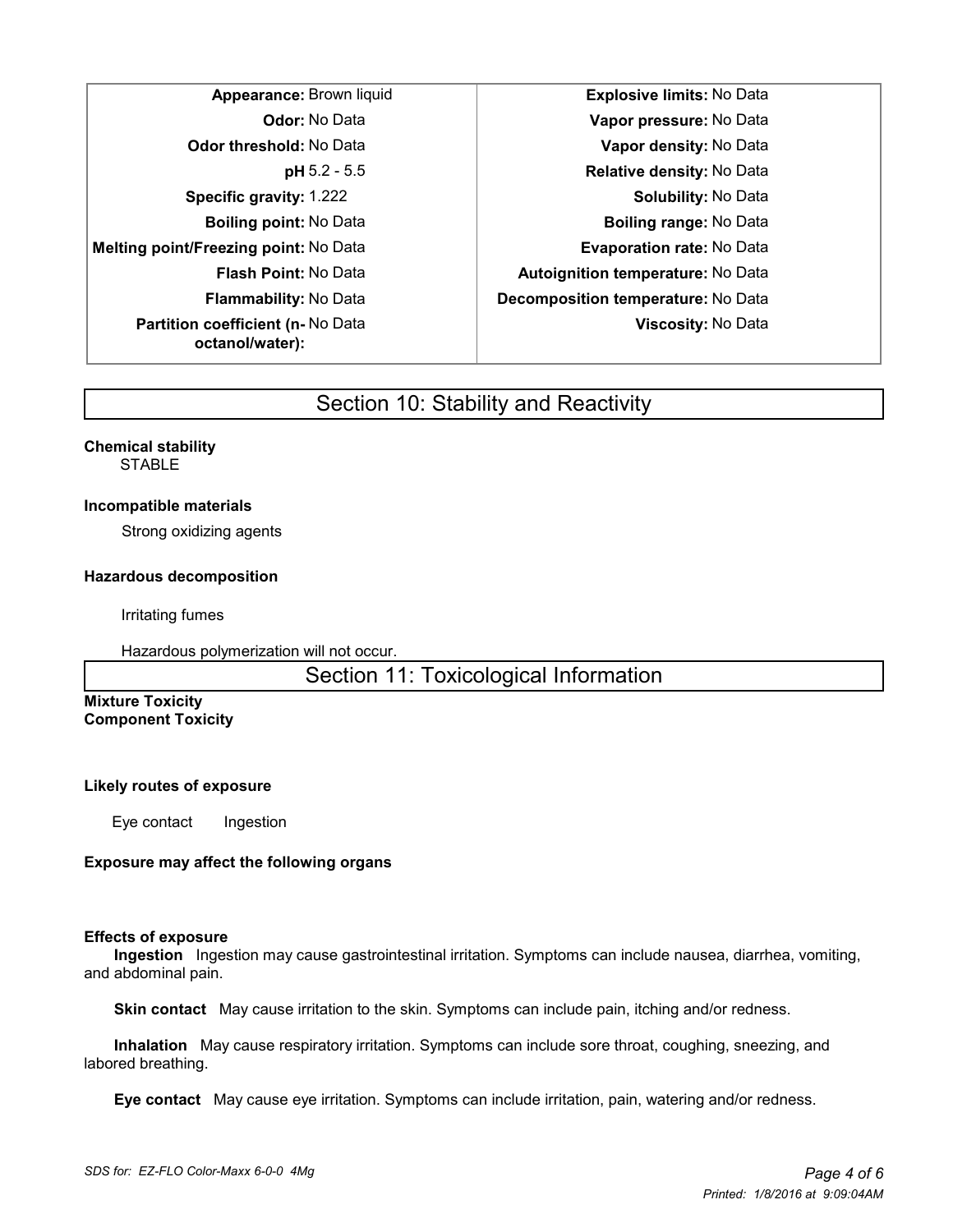| Property | Value | Property | Value |
|---|---|---|---|
| **Appearance:** | Brown liquid | **Explosive limits:** | No Data |
| **Odor:** | No Data | **Vapor pressure:** | No Data |
| **Odor threshold:** | No Data | **Vapor density:** | No Data |
| **pH** | 5.2 - 5.5 | **Relative density:** | No Data |
| **Specific gravity:** | 1.222 | **Solubility:** | No Data |
| **Boiling point:** | No Data | **Boiling range:** | No Data |
| **Melting point/Freezing point:** | No Data | **Evaporation rate:** | No Data |
| **Flash Point:** | No Data | **Autoignition temperature:** | No Data |
| **Flammability:** | No Data | **Decomposition temperature:** | No Data |
| **Partition coefficient (n-octanol/water):** | No Data | **Viscosity:** | No Data |

## Section 10: Stability and Reactivity

**Chemical stability**

STABLE

**Incompatible materials**

Strong oxidizing agents

**Hazardous decomposition**

Irritating fumes

Hazardous polymerization will not occur.

## Section 11: Toxicological Information

**Mixture Toxicity**

**Component Toxicity**

**Likely routes of exposure**

Eye contact　　Ingestion

**Exposure may affect the following organs**

**Effects of exposure**

**Ingestion** Ingestion may cause gastrointestinal irritation. Symptoms can include nausea, diarrhea, vomiting, and abdominal pain.

**Skin contact** May cause irritation to the skin. Symptoms can include pain, itching and/or redness.

**Inhalation** May cause respiratory irritation. Symptoms can include sore throat, coughing, sneezing, and labored breathing.

**Eye contact** May cause eye irritation. Symptoms can include irritation, pain, watering and/or redness.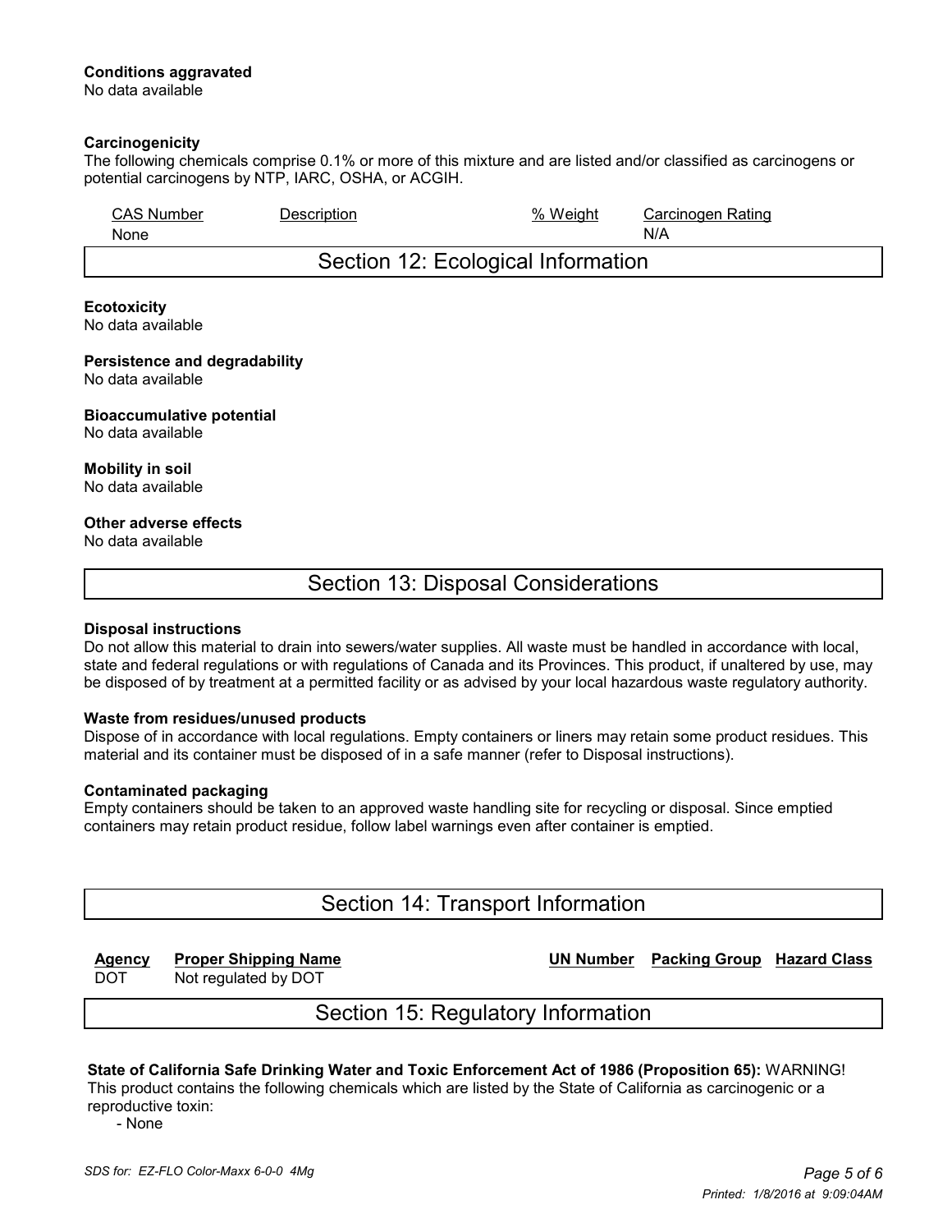**Conditions aggravated**
No data available

**Carcinogenicity**
The following chemicals comprise 0.1% or more of this mixture and are listed and/or classified as carcinogens or potential carcinogens by NTP, IARC, OSHA, or ACGIH.

| CAS Number | Description | % Weight | Carcinogen Rating |
|---|---|---|---|
| None | | | N/A |

## Section 12: Ecological Information

**Ecotoxicity**
No data available

**Persistence and degradability**
No data available

**Bioaccumulative potential**
No data available

**Mobility in soil**
No data available

**Other adverse effects**
No data available

## Section 13: Disposal Considerations

**Disposal instructions**
Do not allow this material to drain into sewers/water supplies. All waste must be handled in accordance with local, state and federal regulations or with regulations of Canada and its Provinces. This product, if unaltered by use, may be disposed of by treatment at a permitted facility or as advised by your local hazardous waste regulatory authority.

**Waste from residues/unused products**
Dispose of in accordance with local regulations. Empty containers or liners may retain some product residues. This material and its container must be disposed of in a safe manner (refer to Disposal instructions).

**Contaminated packaging**
Empty containers should be taken to an approved waste handling site for recycling or disposal. Since emptied containers may retain product residue, follow label warnings even after container is emptied.

## Section 14: Transport Information

| Agency | Proper Shipping Name | UN Number | Packing Group | Hazard Class |
|---|---|---|---|---|
| DOT | Not regulated by DOT | | | |

## Section 15: Regulatory Information

**State of California Safe Drinking Water and Toxic Enforcement Act of 1986 (Proposition 65):** WARNING! This product contains the following chemicals which are listed by the State of California as carcinogenic or a reproductive toxin:

- None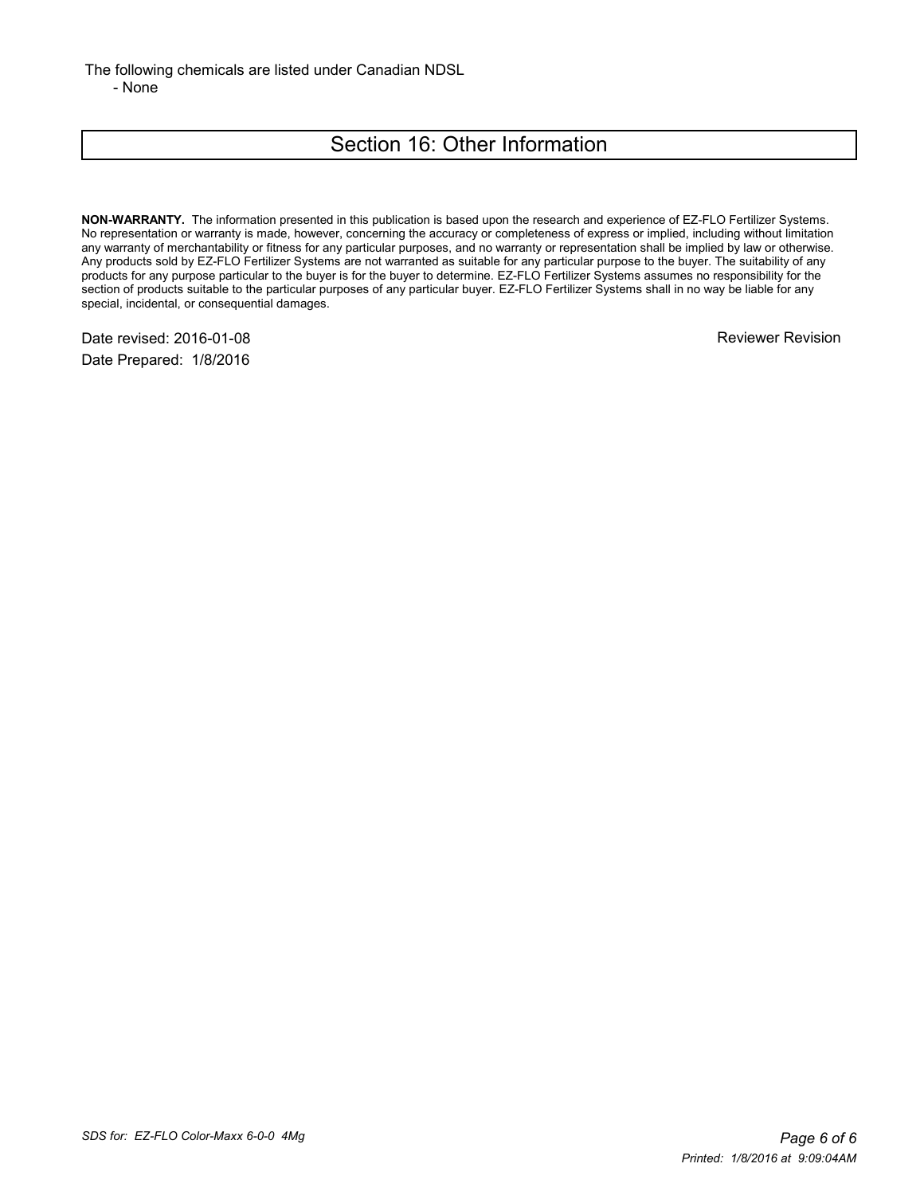The following chemicals are listed under Canadian NDSL

- None

## Section 16: Other Information

**NON-WARRANTY.** The information presented in this publication is based upon the research and experience of EZ-FLO Fertilizer Systems. No representation or warranty is made, however, concerning the accuracy or completeness of express or implied, including without limitation any warranty of merchantability or fitness for any particular purposes, and no warranty or representation shall be implied by law or otherwise. Any products sold by EZ-FLO Fertilizer Systems are not warranted as suitable for any particular purpose to the buyer. The suitability of any products for any purpose particular to the buyer is for the buyer to determine. EZ-FLO Fertilizer Systems assumes no responsibility for the section of products suitable to the particular purposes of any particular buyer. EZ-FLO Fertilizer Systems shall in no way be liable for any special, incidental, or consequential damages.

Date revised: 2016-01-08

Reviewer Revision

Date Prepared: 1/8/2016